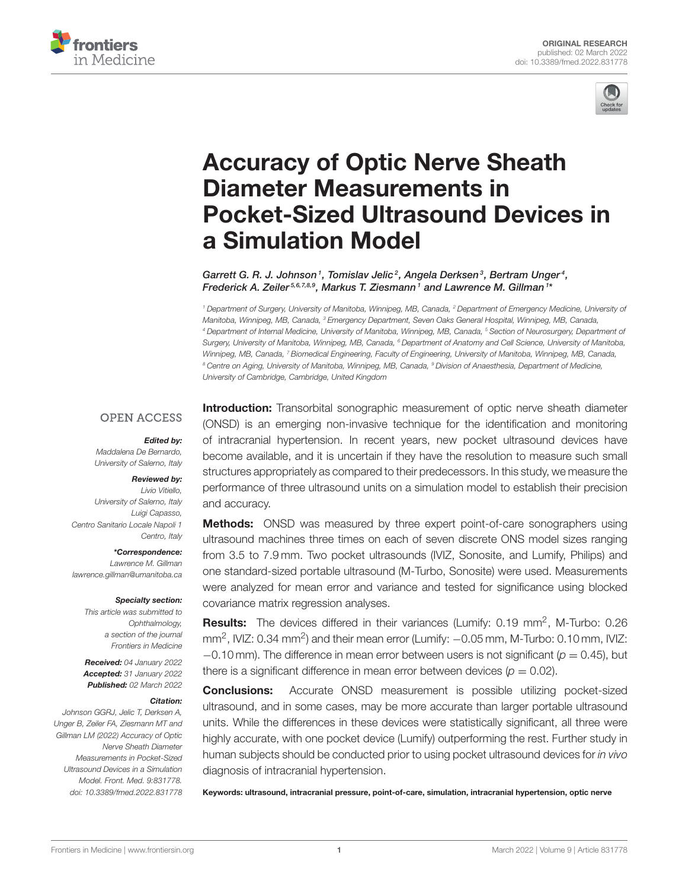ORIGINAL RESEARCH
published: 02 March 2022
doi: 10.3389/fmed.2022.831778

# Accuracy of Optic Nerve Sheath Diameter Measurements in Pocket-Sized Ultrasound Devices in a Simulation Model

*Garrett G. R. J. Johnson[1], Tomislav Jelic[2], Angela Derksen[3], Bertram Unger[4], Frederick A. Zeiler[5,6,7,8,9], Markus T. Ziesmann[1] and Lawrence M. Gillman[1]\**

[1] Department of Surgery, University of Manitoba, Winnipeg, MB, Canada, [2] Department of Emergency Medicine, University of Manitoba, Winnipeg, MB, Canada, [3] Emergency Department, Seven Oaks General Hospital, Winnipeg, MB, Canada, [4] Department of Internal Medicine, University of Manitoba, Winnipeg, MB, Canada, [5] Section of Neurosurgery, Department of Surgery, University of Manitoba, Winnipeg, MB, Canada, [6] Department of Anatomy and Cell Science, University of Manitoba, Winnipeg, MB, Canada, [7] Biomedical Engineering, Faculty of Engineering, University of Manitoba, Winnipeg, MB, Canada, [8] Centre on Aging, University of Manitoba, Winnipeg, MB, Canada, [9] Division of Anaesthesia, Department of Medicine, University of Cambridge, Cambridge, United Kingdom

OPEN ACCESS

***Edited by:***
*Maddalena De Bernardo, University of Salerno, Italy*

***Reviewed by:***
*Livio Vitiello, University of Salerno, Italy*
*Luigi Capasso, Centro Sanitario Locale Napoli 1 Centro, Italy*

***\*Correspondence:***
*Lawrence M. Gillman*
*lawrence.gillman@umanitoba.ca*

***Specialty section:***
*This article was submitted to Ophthalmology, a section of the journal Frontiers in Medicine*

***Received:*** *04 January 2022*
***Accepted:*** *31 January 2022*
***Published:*** *02 March 2022*

***Citation:***
*Johnson GGRJ, Jelic T, Derksen A, Unger B, Zeiler FA, Ziesmann MT and Gillman LM (2022) Accuracy of Optic Nerve Sheath Diameter Measurements in Pocket-Sized Ultrasound Devices in a Simulation Model. Front. Med. 9:831778. doi: 10.3389/fmed.2022.831778*

**Introduction:** Transorbital sonographic measurement of optic nerve sheath diameter (ONSD) is an emerging non-invasive technique for the identification and monitoring of intracranial hypertension. In recent years, new pocket ultrasound devices have become available, and it is uncertain if they have the resolution to measure such small structures appropriately as compared to their predecessors. In this study, we measure the performance of three ultrasound units on a simulation model to establish their precision and accuracy.

**Methods:** ONSD was measured by three expert point-of-care sonographers using ultrasound machines three times on each of seven discrete ONS model sizes ranging from 3.5 to 7.9 mm. Two pocket ultrasounds (IVIZ, Sonosite, and Lumify, Philips) and one standard-sized portable ultrasound (M-Turbo, Sonosite) were used. Measurements were analyzed for mean error and variance and tested for significance using blocked covariance matrix regression analyses.

**Results:** The devices differed in their variances (Lumify: 0.19 $mm^2$, M-Turbo: 0.26 $mm^2$, IVIZ: 0.34 $mm^2$) and their mean error (Lumify: −0.05 mm, M-Turbo: 0.10 mm, IVIZ: −0.10 mm). The difference in mean error between users is not significant ($p = 0.45$), but there is a significant difference in mean error between devices ($p = 0.02$).

**Conclusions:** Accurate ONSD measurement is possible utilizing pocket-sized ultrasound, and in some cases, may be more accurate than larger portable ultrasound units. While the differences in these devices were statistically significant, all three were highly accurate, with one pocket device (Lumify) outperforming the rest. Further study in human subjects should be conducted prior to using pocket ultrasound devices for *in vivo* diagnosis of intracranial hypertension.

**Keywords: ultrasound, intracranial pressure, point-of-care, simulation, intracranial hypertension, optic nerve**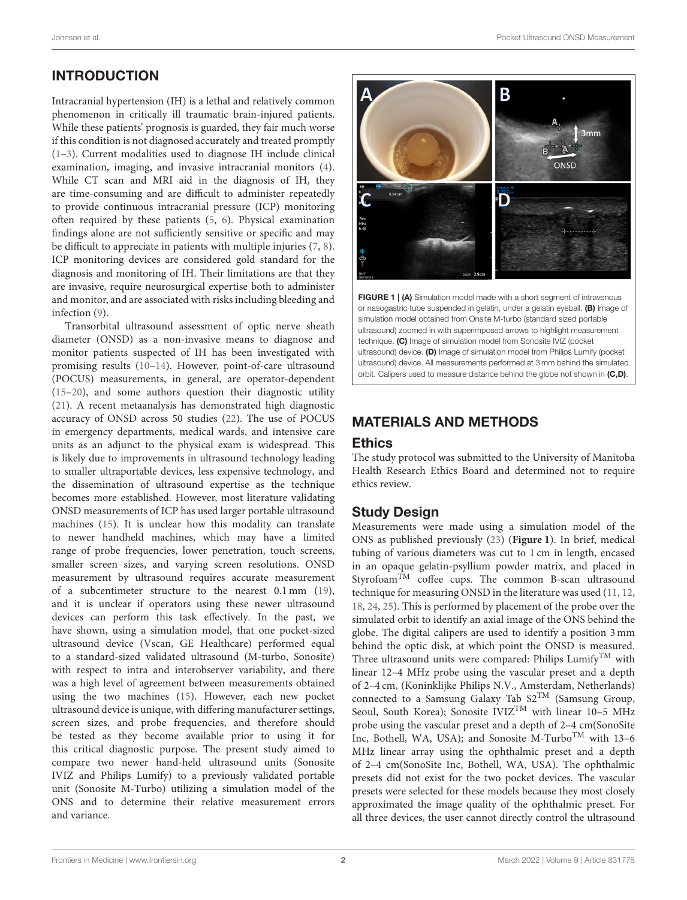## INTRODUCTION

Intracranial hypertension (IH) is a lethal and relatively common phenomenon in critically ill traumatic brain-injured patients. While these patients' prognosis is guarded, they fair much worse if this condition is not diagnosed accurately and treated promptly (1–3). Current modalities used to diagnose IH include clinical examination, imaging, and invasive intracranial monitors (4). While CT scan and MRI aid in the diagnosis of IH, they are time-consuming and are difficult to administer repeatedly to provide continuous intracranial pressure (ICP) monitoring often required by these patients (5, 6). Physical examination findings alone are not sufficiently sensitive or specific and may be difficult to appreciate in patients with multiple injuries (7, 8). ICP monitoring devices are considered gold standard for the diagnosis and monitoring of IH. Their limitations are that they are invasive, require neurosurgical expertise both to administer and monitor, and are associated with risks including bleeding and infection (9).

Transorbital ultrasound assessment of optic nerve sheath diameter (ONSD) as a non-invasive means to diagnose and monitor patients suspected of IH has been investigated with promising results (10–14). However, point-of-care ultrasound (POCUS) measurements, in general, are operator-dependent (15–20), and some authors question their diagnostic utility (21). A recent metaanalysis has demonstrated high diagnostic accuracy of ONSD across 50 studies (22). The use of POCUS in emergency departments, medical wards, and intensive care units as an adjunct to the physical exam is widespread. This is likely due to improvements in ultrasound technology leading to smaller ultraportable devices, less expensive technology, and the dissemination of ultrasound expertise as the technique becomes more established. However, most literature validating ONSD measurements of ICP has used larger portable ultrasound machines (15). It is unclear how this modality can translate to newer handheld machines, which may have a limited range of probe frequencies, lower penetration, touch screens, smaller screen sizes, and varying screen resolutions. ONSD measurement by ultrasound requires accurate measurement of a subcentimeter structure to the nearest 0.1 mm (19), and it is unclear if operators using these newer ultrasound devices can perform this task effectively. In the past, we have shown, using a simulation model, that one pocket-sized ultrasound device (Vscan, GE Healthcare) performed equal to a standard-sized validated ultrasound (M-turbo, Sonosite) with respect to intra and interobserver variability, and there was a high level of agreement between measurements obtained using the two machines (15). However, each new pocket ultrasound device is unique, with differing manufacturer settings, screen sizes, and probe frequencies, and therefore should be tested as they become available prior to using it for this critical diagnostic purpose. The present study aimed to compare two newer hand-held ultrasound units (Sonosite IVIZ and Philips Lumify) to a previously validated portable unit (Sonosite M-Turbo) utilizing a simulation model of the ONS and to determine their relative measurement errors and variance.

**FIGURE 1 | (A)** Simulation model made with a short segment of intravenous or nasogastric tube suspended in gelatin, under a gelatin eyeball. **(B)** Image of simulation model obtained from Onsite M-turbo (standard sized portable ultrasound) zoomed in with superimposed arrows to highlight measurement technique. **(C)** Image of simulation model from Sonosite IVIZ (pocket ultrasound) device. **(D)** Image of simulation model from Philips Lumify (pocket ultrasound) device. All measurements performed at 3 mm behind the simulated orbit. Calipers used to measure distance behind the globe not shown in **(C,D)**.

## MATERIALS AND METHODS

### Ethics

The study protocol was submitted to the University of Manitoba Health Research Ethics Board and determined not to require ethics review.

### Study Design

Measurements were made using a simulation model of the ONS as published previously (23) (**Figure 1**). In brief, medical tubing of various diameters was cut to 1 cm in length, encased in an opaque gelatin-psyllium powder matrix, and placed in Styrofoam™ coffee cups. The common B-scan ultrasound technique for measuring ONSD in the literature was used (11, 12, 18, 24, 25). This is performed by placement of the probe over the simulated orbit to identify an axial image of the ONS behind the globe. The digital calipers are used to identify a position 3 mm behind the optic disk, at which point the ONSD is measured. Three ultrasound units were compared: Philips Lumify™ with linear 12–4 MHz probe using the vascular preset and a depth of 2–4 cm, (Koninklijke Philips N.V., Amsterdam, Netherlands) connected to a Samsung Galaxy Tab S2™ (Samsung Group, Seoul, South Korea); Sonosite IVIZ™ with linear 10–5 MHz probe using the vascular preset and a depth of 2–4 cm(SonoSite Inc, Bothell, WA, USA); and Sonosite M-Turbo™ with 13–6 MHz linear array using the ophthalmic preset and a depth of 2–4 cm(SonoSite Inc, Bothell, WA, USA). The ophthalmic presets did not exist for the two pocket devices. The vascular presets were selected for these models because they most closely approximated the image quality of the ophthalmic preset. For all three devices, the user cannot directly control the ultrasound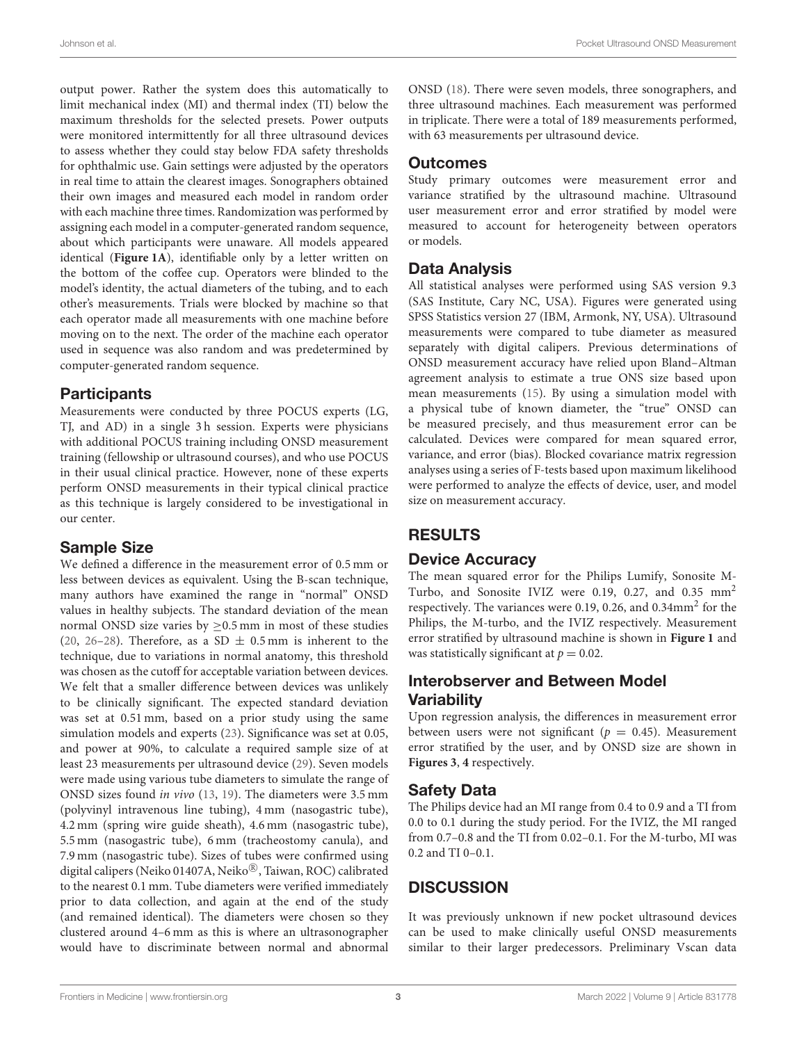output power. Rather the system does this automatically to limit mechanical index (MI) and thermal index (TI) below the maximum thresholds for the selected presets. Power outputs were monitored intermittently for all three ultrasound devices to assess whether they could stay below FDA safety thresholds for ophthalmic use. Gain settings were adjusted by the operators in real time to attain the clearest images. Sonographers obtained their own images and measured each model in random order with each machine three times. Randomization was performed by assigning each model in a computer-generated random sequence, about which participants were unaware. All models appeared identical (**Figure 1A**), identifiable only by a letter written on the bottom of the coffee cup. Operators were blinded to the model's identity, the actual diameters of the tubing, and to each other's measurements. Trials were blocked by machine so that each operator made all measurements with one machine before moving on to the next. The order of the machine each operator used in sequence was also random and was predetermined by computer-generated random sequence.

## Participants

Measurements were conducted by three POCUS experts (LG, TJ, and AD) in a single 3 h session. Experts were physicians with additional POCUS training including ONSD measurement training (fellowship or ultrasound courses), and who use POCUS in their usual clinical practice. However, none of these experts perform ONSD measurements in their typical clinical practice as this technique is largely considered to be investigational in our center.

## Sample Size

We defined a difference in the measurement error of 0.5 mm or less between devices as equivalent. Using the B-scan technique, many authors have examined the range in "normal" ONSD values in healthy subjects. The standard deviation of the mean normal ONSD size varies by $\geq$0.5 mm in most of these studies (20, 26–28). Therefore, as a SD $\pm$ 0.5 mm is inherent to the technique, due to variations in normal anatomy, this threshold was chosen as the cutoff for acceptable variation between devices. We felt that a smaller difference between devices was unlikely to be clinically significant. The expected standard deviation was set at 0.51 mm, based on a prior study using the same simulation models and experts (23). Significance was set at 0.05, and power at 90%, to calculate a required sample size of at least 23 measurements per ultrasound device (29). Seven models were made using various tube diameters to simulate the range of ONSD sizes found *in vivo* (13, 19). The diameters were 3.5 mm (polyvinyl intravenous line tubing), 4 mm (nasogastric tube), 4.2 mm (spring wire guide sheath), 4.6 mm (nasogastric tube), 5.5 mm (nasogastric tube), 6 mm (tracheostomy canula), and 7.9 mm (nasogastric tube). Sizes of tubes were confirmed using digital calipers (Neiko 01407A, Neiko®, Taiwan, ROC) calibrated to the nearest 0.1 mm. Tube diameters were verified immediately prior to data collection, and again at the end of the study (and remained identical). The diameters were chosen so they clustered around 4–6 mm as this is where an ultrasonographer would have to discriminate between normal and abnormal ONSD (18). There were seven models, three sonographers, and three ultrasound machines. Each measurement was performed in triplicate. There were a total of 189 measurements performed, with 63 measurements per ultrasound device.

## Outcomes

Study primary outcomes were measurement error and variance stratified by the ultrasound machine. Ultrasound user measurement error and error stratified by model were measured to account for heterogeneity between operators or models.

## Data Analysis

All statistical analyses were performed using SAS version 9.3 (SAS Institute, Cary NC, USA). Figures were generated using SPSS Statistics version 27 (IBM, Armonk, NY, USA). Ultrasound measurements were compared to tube diameter as measured separately with digital calipers. Previous determinations of ONSD measurement accuracy have relied upon Bland–Altman agreement analysis to estimate a true ONS size based upon mean measurements (15). By using a simulation model with a physical tube of known diameter, the "true" ONSD can be measured precisely, and thus measurement error can be calculated. Devices were compared for mean squared error, variance, and error (bias). Blocked covariance matrix regression analyses using a series of F-tests based upon maximum likelihood were performed to analyze the effects of device, user, and model size on measurement accuracy.

# RESULTS

## Device Accuracy

The mean squared error for the Philips Lumify, Sonosite M-Turbo, and Sonosite IVIZ were 0.19, 0.27, and 0.35 $mm^2$ respectively. The variances were 0.19, 0.26, and 0.34$mm^2$ for the Philips, the M-turbo, and the IVIZ respectively. Measurement error stratified by ultrasound machine is shown in **Figure 1** and was statistically significant at $p = 0.02$.

## Interobserver and Between Model Variability

Upon regression analysis, the differences in measurement error between users were not significant ($p = 0.45$). Measurement error stratified by the user, and by ONSD size are shown in **Figures 3**, **4** respectively.

## Safety Data

The Philips device had an MI range from 0.4 to 0.9 and a TI from 0.0 to 0.1 during the study period. For the IVIZ, the MI ranged from 0.7–0.8 and the TI from 0.02–0.1. For the M-turbo, MI was 0.2 and TI 0–0.1.

# DISCUSSION

It was previously unknown if new pocket ultrasound devices can be used to make clinically useful ONSD measurements similar to their larger predecessors. Preliminary Vscan data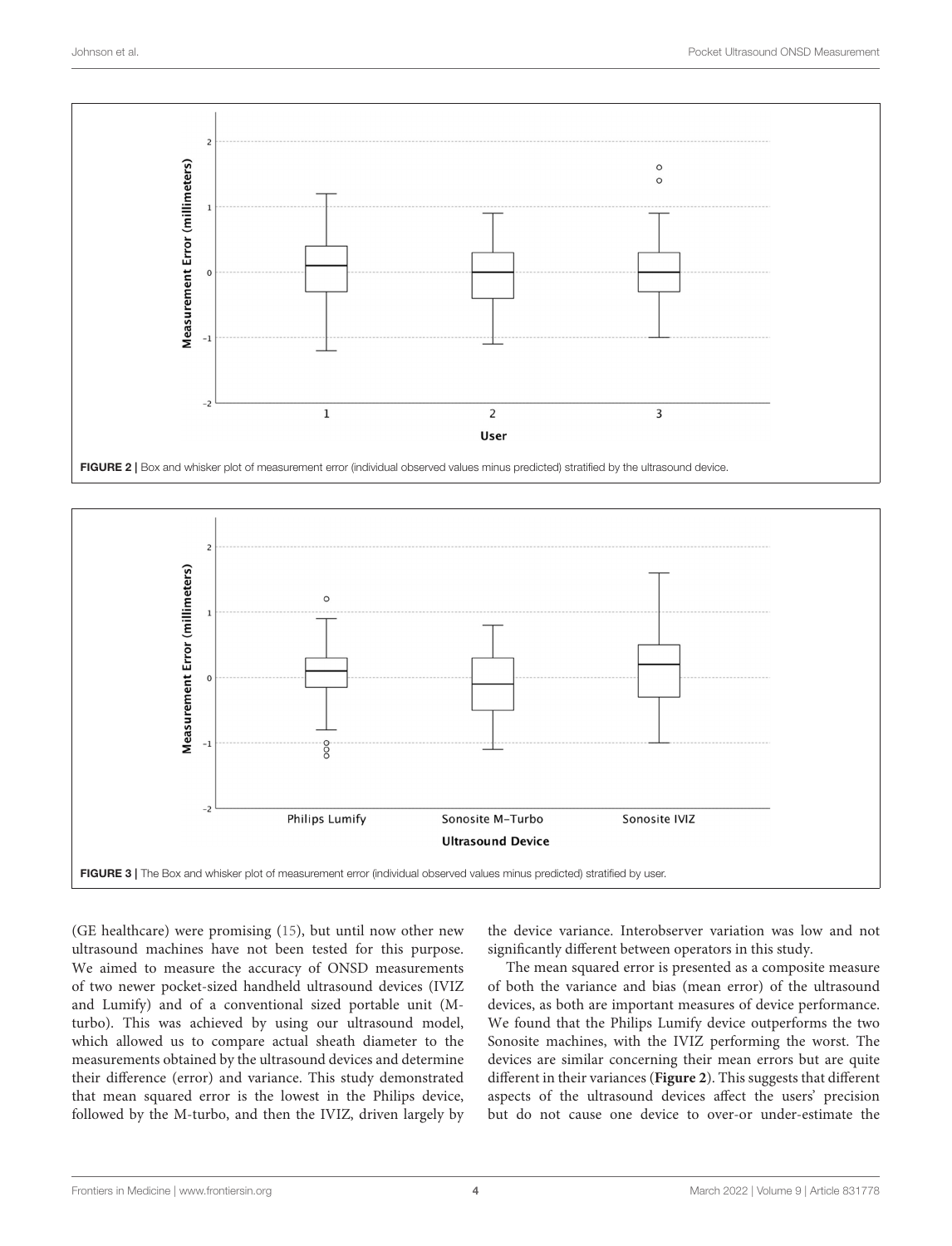FIGURE 2 | Box and whisker plot of measurement error (individual observed values minus predicted) stratified by the ultrasound device.

FIGURE 3 | The Box and whisker plot of measurement error (individual observed values minus predicted) stratified by user.

(GE healthcare) were promising (15), but until now other new ultrasound machines have not been tested for this purpose. We aimed to measure the accuracy of ONSD measurements of two newer pocket-sized handheld ultrasound devices (IVIZ and Lumify) and of a conventional sized portable unit (M-turbo). This was achieved by using our ultrasound model, which allowed us to compare actual sheath diameter to the measurements obtained by the ultrasound devices and determine their difference (error) and variance. This study demonstrated that mean squared error is the lowest in the Philips device, followed by the M-turbo, and then the IVIZ, driven largely by the device variance. Interobserver variation was low and not significantly different between operators in this study.

The mean squared error is presented as a composite measure of both the variance and bias (mean error) of the ultrasound devices, as both are important measures of device performance. We found that the Philips Lumify device outperforms the two Sonosite machines, with the IVIZ performing the worst. The devices are similar concerning their mean errors but are quite different in their variances (**Figure 2**). This suggests that different aspects of the ultrasound devices affect the users' precision but do not cause one device to over-or under-estimate the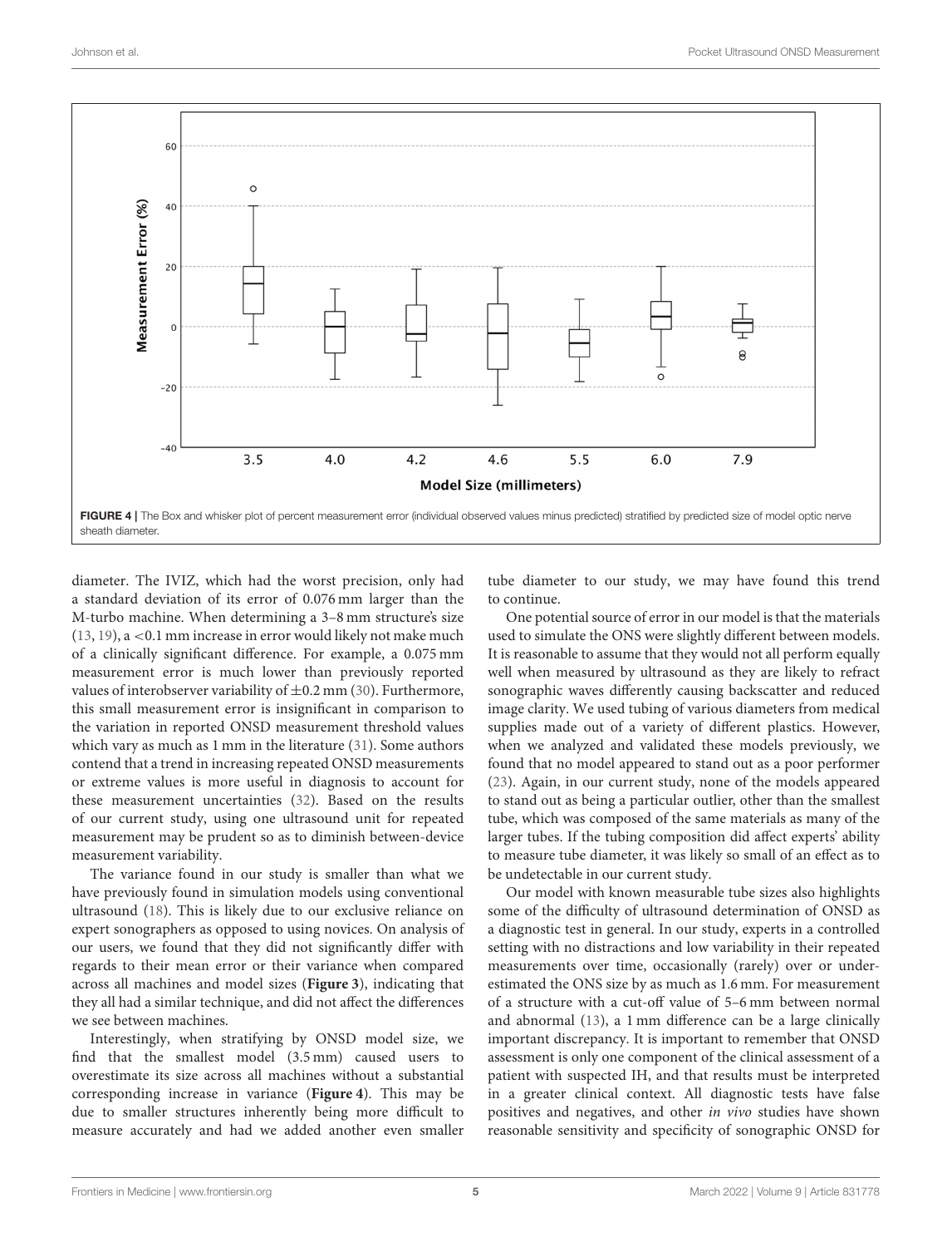FIGURE 4 | The Box and whisker plot of percent measurement error (individual observed values minus predicted) stratified by predicted size of model optic nerve sheath diameter.

diameter. The IVIZ, which had the worst precision, only had a standard deviation of its error of 0.076 mm larger than the M-turbo machine. When determining a 3–8 mm structure's size (13, 19), a <0.1 mm increase in error would likely not make much of a clinically significant difference. For example, a 0.075 mm measurement error is much lower than previously reported values of interobserver variability of ±0.2 mm (30). Furthermore, this small measurement error is insignificant in comparison to the variation in reported ONSD measurement threshold values which vary as much as 1 mm in the literature (31). Some authors contend that a trend in increasing repeated ONSD measurements or extreme values is more useful in diagnosis to account for these measurement uncertainties (32). Based on the results of our current study, using one ultrasound unit for repeated measurement may be prudent so as to diminish between-device measurement variability.

The variance found in our study is smaller than what we have previously found in simulation models using conventional ultrasound (18). This is likely due to our exclusive reliance on expert sonographers as opposed to using novices. On analysis of our users, we found that they did not significantly differ with regards to their mean error or their variance when compared across all machines and model sizes (**Figure 3**), indicating that they all had a similar technique, and did not affect the differences we see between machines.

Interestingly, when stratifying by ONSD model size, we find that the smallest model (3.5 mm) caused users to overestimate its size across all machines without a substantial corresponding increase in variance (**Figure 4**). This may be due to smaller structures inherently being more difficult to measure accurately and had we added another even smaller tube diameter to our study, we may have found this trend to continue.

One potential source of error in our model is that the materials used to simulate the ONS were slightly different between models. It is reasonable to assume that they would not all perform equally well when measured by ultrasound as they are likely to refract sonographic waves differently causing backscatter and reduced image clarity. We used tubing of various diameters from medical supplies made out of a variety of different plastics. However, when we analyzed and validated these models previously, we found that no model appeared to stand out as a poor performer (23). Again, in our current study, none of the models appeared to stand out as being a particular outlier, other than the smallest tube, which was composed of the same materials as many of the larger tubes. If the tubing composition did affect experts' ability to measure tube diameter, it was likely so small of an effect as to be undetectable in our current study.

Our model with known measurable tube sizes also highlights some of the difficulty of ultrasound determination of ONSD as a diagnostic test in general. In our study, experts in a controlled setting with no distractions and low variability in their repeated measurements over time, occasionally (rarely) over or under-estimated the ONS size by as much as 1.6 mm. For measurement of a structure with a cut-off value of 5–6 mm between normal and abnormal (13), a 1 mm difference can be a large clinically important discrepancy. It is important to remember that ONSD assessment is only one component of the clinical assessment of a patient with suspected IH, and that results must be interpreted in a greater clinical context. All diagnostic tests have false positives and negatives, and other *in vivo* studies have shown reasonable sensitivity and specificity of sonographic ONSD for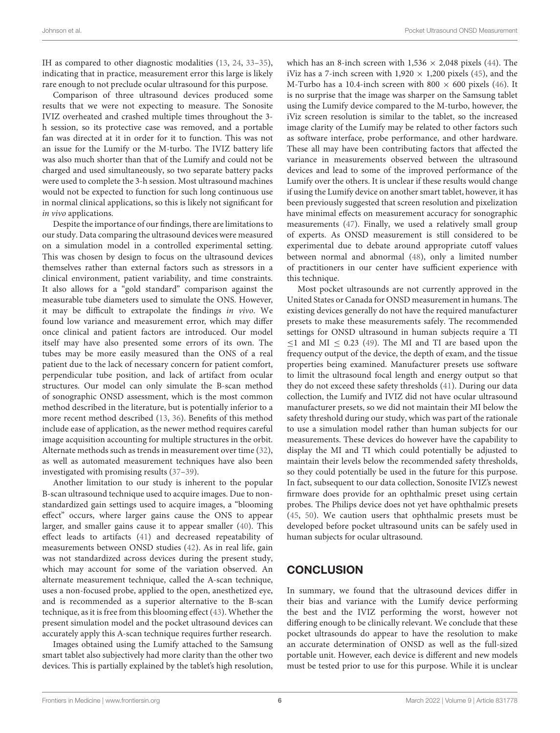IH as compared to other diagnostic modalities (13, 24, 33–35), indicating that in practice, measurement error this large is likely rare enough to not preclude ocular ultrasound for this purpose.

Comparison of three ultrasound devices produced some results that we were not expecting to measure. The Sonosite IVIZ overheated and crashed multiple times throughout the 3-h session, so its protective case was removed, and a portable fan was directed at it in order for it to function. This was not an issue for the Lumify or the M-turbo. The IVIZ battery life was also much shorter than that of the Lumify and could not be charged and used simultaneously, so two separate battery packs were used to complete the 3-h session. Most ultrasound machines would not be expected to function for such long continuous use in normal clinical applications, so this is likely not significant for *in vivo* applications.

Despite the importance of our findings, there are limitations to our study. Data comparing the ultrasound devices were measured on a simulation model in a controlled experimental setting. This was chosen by design to focus on the ultrasound devices themselves rather than external factors such as stressors in a clinical environment, patient variability, and time constraints. It also allows for a "gold standard" comparison against the measurable tube diameters used to simulate the ONS. However, it may be difficult to extrapolate the findings *in vivo*. We found low variance and measurement error, which may differ once clinical and patient factors are introduced. Our model itself may have also presented some errors of its own. The tubes may be more easily measured than the ONS of a real patient due to the lack of necessary concern for patient comfort, perpendicular tube position, and lack of artifact from ocular structures. Our model can only simulate the B-scan method of sonographic ONSD assessment, which is the most common method described in the literature, but is potentially inferior to a more recent method described (13, 36). Benefits of this method include ease of application, as the newer method requires careful image acquisition accounting for multiple structures in the orbit. Alternate methods such as trends in measurement over time (32), as well as automated measurement techniques have also been investigated with promising results (37–39).

Another limitation to our study is inherent to the popular B-scan ultrasound technique used to acquire images. Due to non-standardized gain settings used to acquire images, a "blooming effect" occurs, where larger gains cause the ONS to appear larger, and smaller gains cause it to appear smaller (40). This effect leads to artifacts (41) and decreased repeatability of measurements between ONSD studies (42). As in real life, gain was not standardized across devices during the present study, which may account for some of the variation observed. An alternate measurement technique, called the A-scan technique, uses a non-focused probe, applied to the open, anesthetized eye, and is recommended as a superior alternative to the B-scan technique, as it is free from this blooming effect (43). Whether the present simulation model and the pocket ultrasound devices can accurately apply this A-scan technique requires further research.

Images obtained using the Lumify attached to the Samsung smart tablet also subjectively had more clarity than the other two devices. This is partially explained by the tablet's high resolution, which has an 8-inch screen with 1,536 × 2,048 pixels (44). The iViz has a 7-inch screen with 1,920 × 1,200 pixels (45), and the M-Turbo has a 10.4-inch screen with 800 × 600 pixels (46). It is no surprise that the image was sharper on the Samsung tablet using the Lumify device compared to the M-turbo, however, the iViz screen resolution is similar to the tablet, so the increased image clarity of the Lumify may be related to other factors such as software interface, probe performance, and other hardware. These all may have been contributing factors that affected the variance in measurements observed between the ultrasound devices and lead to some of the improved performance of the Lumify over the others. It is unclear if these results would change if using the Lumify device on another smart tablet, however, it has been previously suggested that screen resolution and pixelization have minimal effects on measurement accuracy for sonographic measurements (47). Finally, we used a relatively small group of experts. As ONSD measurement is still considered to be experimental due to debate around appropriate cutoff values between normal and abnormal (48), only a limited number of practitioners in our center have sufficient experience with this technique.

Most pocket ultrasounds are not currently approved in the United States or Canada for ONSD measurement in humans. The existing devices generally do not have the required manufacturer presets to make these measurements safely. The recommended settings for ONSD ultrasound in human subjects require a TI $\leq 1$ and MI $\leq 0.23$ (49). The MI and TI are based upon the frequency output of the device, the depth of exam, and the tissue properties being examined. Manufacturer presets use software to limit the ultrasound focal length and energy output so that they do not exceed these safety thresholds (41). During our data collection, the Lumify and IVIZ did not have ocular ultrasound manufacturer presets, so we did not maintain their MI below the safety threshold during our study, which was part of the rationale to use a simulation model rather than human subjects for our measurements. These devices do however have the capability to display the MI and TI which could potentially be adjusted to maintain their levels below the recommended safety thresholds, so they could potentially be used in the future for this purpose. In fact, subsequent to our data collection, Sonosite IVIZ's newest firmware does provide for an ophthalmic preset using certain probes. The Philips device does not yet have ophthalmic presets (45, 50). We caution users that ophthalmic presets must be developed before pocket ultrasound units can be safely used in human subjects for ocular ultrasound.

## CONCLUSION

In summary, we found that the ultrasound devices differ in their bias and variance with the Lumify device performing the best and the IVIZ performing the worst, however not differing enough to be clinically relevant. We conclude that these pocket ultrasounds do appear to have the resolution to make an accurate determination of ONSD as well as the full-sized portable unit. However, each device is different and new models must be tested prior to use for this purpose. While it is unclear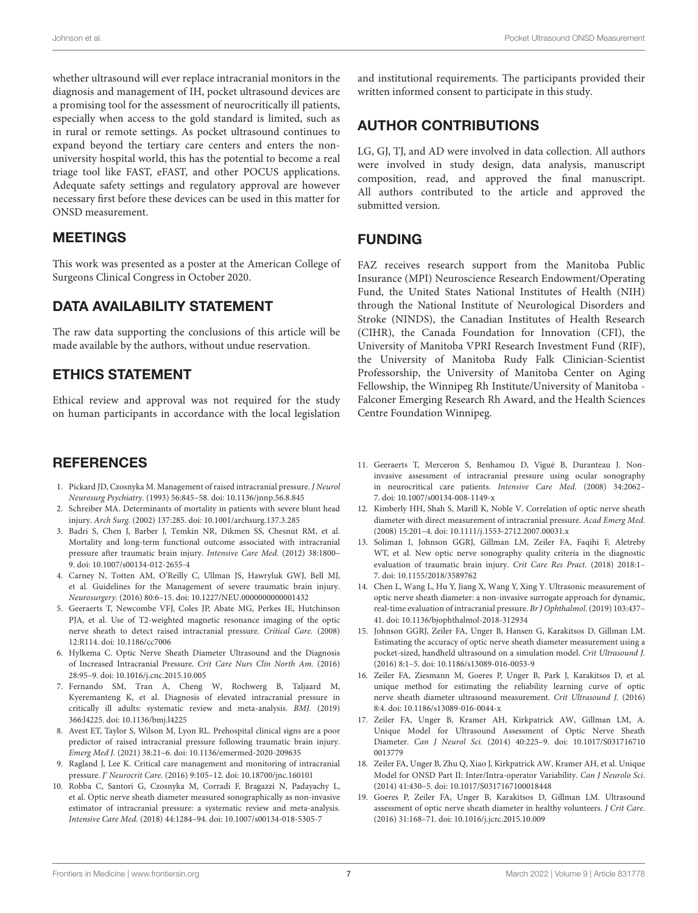whether ultrasound will ever replace intracranial monitors in the diagnosis and management of IH, pocket ultrasound devices are a promising tool for the assessment of neurocritically ill patients, especially when access to the gold standard is limited, such as in rural or remote settings. As pocket ultrasound continues to expand beyond the tertiary care centers and enters the non-university hospital world, this has the potential to become a real triage tool like FAST, eFAST, and other POCUS applications. Adequate safety settings and regulatory approval are however necessary first before these devices can be used in this matter for ONSD measurement.

## MEETINGS

This work was presented as a poster at the American College of Surgeons Clinical Congress in October 2020.

## DATA AVAILABILITY STATEMENT

The raw data supporting the conclusions of this article will be made available by the authors, without undue reservation.

## ETHICS STATEMENT

Ethical review and approval was not required for the study on human participants in accordance with the local legislation and institutional requirements. The participants provided their written informed consent to participate in this study.

## AUTHOR CONTRIBUTIONS

LG, GJ, TJ, and AD were involved in data collection. All authors were involved in study design, data analysis, manuscript composition, read, and approved the final manuscript. All authors contributed to the article and approved the submitted version.

## FUNDING

FAZ receives research support from the Manitoba Public Insurance (MPI) Neuroscience Research Endowment/Operating Fund, the United States National Institutes of Health (NIH) through the National Institute of Neurological Disorders and Stroke (NINDS), the Canadian Institutes of Health Research (CIHR), the Canada Foundation for Innovation (CFI), the University of Manitoba VPRI Research Investment Fund (RIF), the University of Manitoba Rudy Falk Clinician-Scientist Professorship, the University of Manitoba Center on Aging Fellowship, the Winnipeg Rh Institute/University of Manitoba - Falconer Emerging Research Rh Award, and the Health Sciences Centre Foundation Winnipeg.

## REFERENCES

1. Pickard JD, Czosnyka M. Management of raised intracranial pressure. *J Neurol Neurosurg Psychiatry*. (1993) 56:845–58. doi: 10.1136/jnnp.56.8.845
2. Schreiber MA. Determinants of mortality in patients with severe blunt head injury. *Arch Surg.* (2002) 137:285. doi: 10.1001/archsurg.137.3.285
3. Badri S, Chen J, Barber J, Temkin NR, Dikmen SS, Chesnut RM, et al. Mortality and long-term functional outcome associated with intracranial pressure after traumatic brain injury. *Intensive Care Med.* (2012) 38:1800–9. doi: 10.1007/s00134-012-2655-4
4. Carney N, Totten AM, O'Reilly C, Ullman JS, Hawryluk GWJ, Bell MJ, et al. Guidelines for the Management of severe traumatic brain injury. *Neurosurgery*. (2016) 80:6–15. doi: 10.1227/NEU.0000000000001432
5. Geeraerts T, Newcombe VFJ, Coles JP, Abate MG, Perkes IE, Hutchinson PJA, et al. Use of T2-weighted magnetic resonance imaging of the optic nerve sheath to detect raised intracranial pressure. *Critical Care.* (2008) 12:R114. doi: 10.1186/cc7006
6. Hylkema C. Optic Nerve Sheath Diameter Ultrasound and the Diagnosis of Increased Intracranial Pressure. *Crit Care Nurs Clin North Am.* (2016) 28:95–9. doi: 10.1016/j.cnc.2015.10.005
7. Fernando SM, Tran A, Cheng W, Rochwerg B, Taljaard M, Kyeremanteng K, et al. Diagnosis of elevated intracranial pressure in critically ill adults: systematic review and meta-analysis. *BMJ.* (2019) 366:l4225. doi: 10.1136/bmj.l4225
8. Avest ET, Taylor S, Wilson M, Lyon RL. Prehospital clinical signs are a poor predictor of raised intracranial pressure following traumatic brain injury. *Emerg Med J.* (2021) 38:21–6. doi: 10.1136/emermed-2020-209635
9. Ragland J, Lee K. Critical care management and monitoring of intracranial pressure. *J' Neurocrit Care.* (2016) 9:105–12. doi: 10.18700/jnc.160101
10. Robba C, Santori G, Czosnyka M, Corradi F, Bragazzi N, Padayachy L, et al. Optic nerve sheath diameter measured sonographically as non-invasive estimator of intracranial pressure: a systematic review and meta-analysis. *Intensive Care Med.* (2018) 44:1284–94. doi: 10.1007/s00134-018-5305-7
11. Geeraerts T, Merceron S, Benhamou D, Vigué B, Duranteau J. Non-invasive assessment of intracranial pressure using ocular sonography in neurocritical care patients. *Intensive Care Med.* (2008) 34:2062–7. doi: 10.1007/s00134-008-1149-x
12. Kimberly HH, Shah S, Marill K, Noble V. Correlation of optic nerve sheath diameter with direct measurement of intracranial pressure. *Acad Emerg Med.* (2008) 15:201–4. doi: 10.1111/j.1553-2712.2007.00031.x
13. Soliman I, Johnson GGRJ, Gillman LM, Zeiler FA, Faqihi F, Aletreby WT, et al. New optic nerve sonography quality criteria in the diagnostic evaluation of traumatic brain injury. *Crit Care Res Pract.* (2018) 2018:1–7. doi: 10.1155/2018/3589762
14. Chen L, Wang L, Hu Y, Jiang X, Wang Y, Xing Y. Ultrasonic measurement of optic nerve sheath diameter: a non-invasive surrogate approach for dynamic, real-time evaluation of intracranial pressure. *Br J Ophthalmol.* (2019) 103:437–41. doi: 10.1136/bjophthalmol-2018-312934
15. Johnson GGRJ, Zeiler FA, Unger B, Hansen G, Karakitsos D, Gillman LM. Estimating the accuracy of optic nerve sheath diameter measurement using a pocket-sized, handheld ultrasound on a simulation model. *Crit Ultrasound J.* (2016) 8:1–5. doi: 10.1186/s13089-016-0053-9
16. Zeiler FA, Ziesmann M, Goeres P, Unger B, Park J, Karakitsos D, et al. unique method for estimating the reliability learning curve of optic nerve sheath diameter ultrasound measurement. *Crit Ultrasound J.* (2016) 8:4. doi: 10.1186/s13089-016-0044-x
17. Zeiler FA, Unger B, Kramer AH, Kirkpatrick AW, Gillman LM, A. Unique Model for Ultrasound Assessment of Optic Nerve Sheath Diameter. *Can J Neurol Sci.* (2014) 40:225–9. doi: 10.1017/S0317167100013779
18. Zeiler FA, Unger B, Zhu Q, Xiao J, Kirkpatrick AW, Kramer AH, et al. Unique Model for ONSD Part II: Inter/Intra-operator Variability. *Can J Neurolo Sci.* (2014) 41:430–5. doi: 10.1017/S0317167100018448
19. Goeres P, Zeiler FA, Unger B, Karakitsos D, Gillman LM. Ultrasound assessment of optic nerve sheath diameter in healthy volunteers. *J Crit Care.* (2016) 31:168–71. doi: 10.1016/j.jcrc.2015.10.009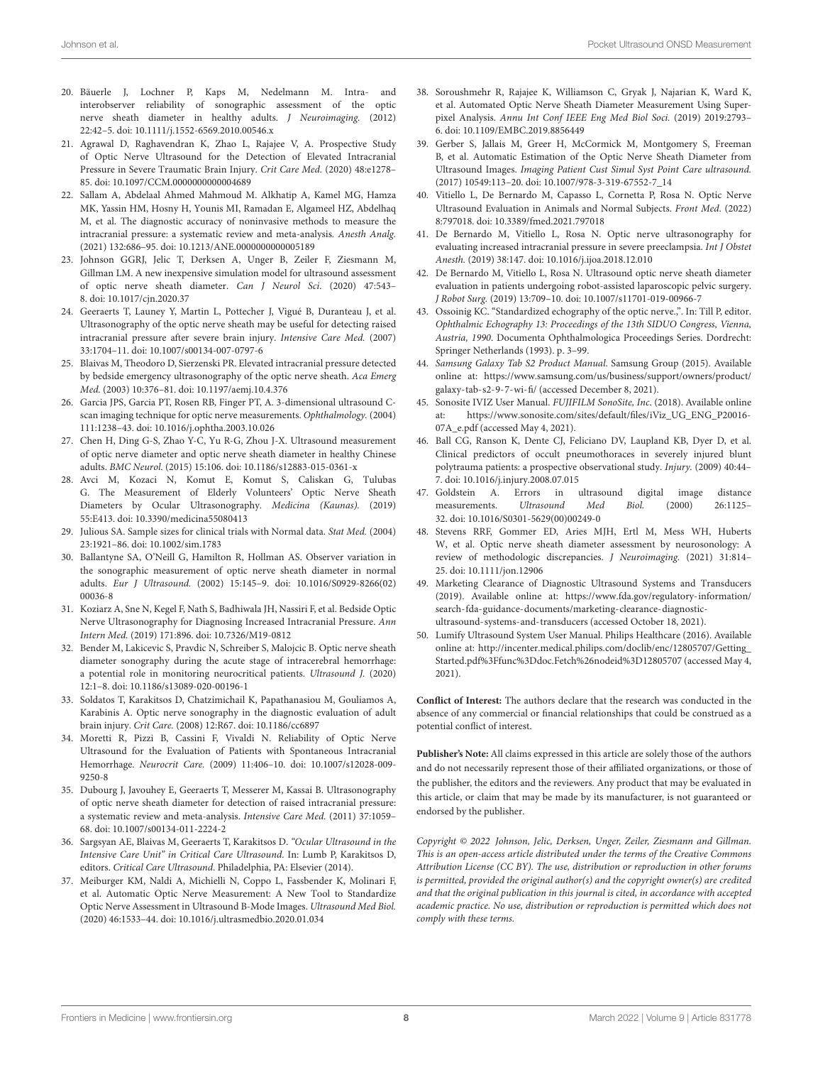20. Bäuerle J, Lochner P, Kaps M, Nedelmann M. Intra- and interobserver reliability of sonographic assessment of the optic nerve sheath diameter in healthy adults. *J Neuroimaging.* (2012) 22:42–5. doi: 10.1111/j.1552-6569.2010.00546.x
21. Agrawal D, Raghavendran K, Zhao L, Rajajee V, A. Prospective Study of Optic Nerve Ultrasound for the Detection of Elevated Intracranial Pressure in Severe Traumatic Brain Injury. *Crit Care Med.* (2020) 48:e1278–85. doi: 10.1097/CCM.0000000000004689
22. Sallam A, Abdelaal Ahmed Mahmoud M. Alkhatip A, Kamel MG, Hamza MK, Yassin HM, Hosny H, Younis MI, Ramadan E, Algameel HZ, Abdelhaq M, et al. The diagnostic accuracy of noninvasive methods to measure the intracranial pressure: a systematic review and meta-analysis. *Anesth Analg.* (2021) 132:686–95. doi: 10.1213/ANE.0000000000005189
23. Johnson GGRJ, Jelic T, Derksen A, Unger B, Zeiler F, Ziesmann M, Gillman LM. A new inexpensive simulation model for ultrasound assessment of optic nerve sheath diameter. *Can J Neurol Sci*. (2020) 47:543–8. doi: 10.1017/cjn.2020.37
24. Geeraerts T, Launey Y, Martin L, Pottecher J, Vigué B, Duranteau J, et al. Ultrasonography of the optic nerve sheath may be useful for detecting raised intracranial pressure after severe brain injury. *Intensive Care Med.* (2007) 33:1704–11. doi: 10.1007/s00134-007-0797-6
25. Blaivas M, Theodoro D, Sierzenski PR. Elevated intracranial pressure detected by bedside emergency ultrasonography of the optic nerve sheath. *Aca Emerg Med.* (2003) 10:376–81. doi: 10.1197/aemj.10.4.376
26. Garcia JPS, Garcia PT, Rosen RB, Finger PT, A. 3-dimensional ultrasound C-scan imaging technique for optic nerve measurements. *Ophthalmology.* (2004) 111:1238–43. doi: 10.1016/j.ophtha.2003.10.026
27. Chen H, Ding G-S, Zhao Y-C, Yu R-G, Zhou J-X. Ultrasound measurement of optic nerve diameter and optic nerve sheath diameter in healthy Chinese adults. *BMC Neurol.* (2015) 15:106. doi: 10.1186/s12883-015-0361-x
28. Avci M, Kozaci N, Komut E, Komut S, Caliskan G, Tulubas G. The Measurement of Elderly Volunteers' Optic Nerve Sheath Diameters by Ocular Ultrasonography. *Medicina (Kaunas).* (2019) 55:E413. doi: 10.3390/medicina55080413
29. Julious SA. Sample sizes for clinical trials with Normal data. *Stat Med.* (2004) 23:1921–86. doi: 10.1002/sim.1783
30. Ballantyne SA, O'Neill G, Hamilton R, Hollman AS. Observer variation in the sonographic measurement of optic nerve sheath diameter in normal adults. *Eur J Ultrasound.* (2002) 15:145–9. doi: 10.1016/S0929-8266(02)00036-8
31. Koziarz A, Sne N, Kegel F, Nath S, Badhiwala JH, Nassiri F, et al. Bedside Optic Nerve Ultrasonography for Diagnosing Increased Intracranial Pressure. *Ann Intern Med.* (2019) 171:896. doi: 10.7326/M19-0812
32. Bender M, Lakicevic S, Pravdic N, Schreiber S, Malojcic B. Optic nerve sheath diameter sonography during the acute stage of intracerebral hemorrhage: a potential role in monitoring neurocritical patients. *Ultrasound J.* (2020) 12:1–8. doi: 10.1186/s13089-020-00196-1
33. Soldatos T, Karakitsos D, Chatzimichail K, Papathanasiou M, Gouliamos A, Karabinis A. Optic nerve sonography in the diagnostic evaluation of adult brain injury. *Crit Care.* (2008) 12:R67. doi: 10.1186/cc6897
34. Moretti R, Pizzi B, Cassini F, Vivaldi N. Reliability of Optic Nerve Ultrasound for the Evaluation of Patients with Spontaneous Intracranial Hemorrhage. *Neurocrit Care.* (2009) 11:406–10. doi: 10.1007/s12028-009-9250-8
35. Dubourg J, Javouhey E, Geeraerts T, Messerer M, Kassai B. Ultrasonography of optic nerve sheath diameter for detection of raised intracranial pressure: a systematic review and meta-analysis. *Intensive Care Med.* (2011) 37:1059–68. doi: 10.1007/s00134-011-2224-2
36. Sargsyan AE, Blaivas M, Geeraerts T, Karakitsos D. *"Ocular Ultrasound in the Intensive Care Unit" in Critical Care Ultrasound*. In: Lumb P, Karakitsos D, editors. *Critical Care Ultrasound*. Philadelphia, PA: Elsevier (2014).
37. Meiburger KM, Naldi A, Michielli N, Coppo L, Fassbender K, Molinari F, et al. Automatic Optic Nerve Measurement: A New Tool to Standardize Optic Nerve Assessment in Ultrasound B-Mode Images. *Ultrasound Med Biol.* (2020) 46:1533–44. doi: 10.1016/j.ultrasmedbio.2020.01.034
38. Soroushmehr R, Rajajee K, Williamson C, Gryak J, Najarian K, Ward K, et al. Automated Optic Nerve Sheath Diameter Measurement Using Super-pixel Analysis. *Annu Int Conf IEEE Eng Med Biol Soci.* (2019) 2019:2793–6. doi: 10.1109/EMBC.2019.8856449
39. Gerber S, Jallais M, Greer H, McCormick M, Montgomery S, Freeman B, et al. Automatic Estimation of the Optic Nerve Sheath Diameter from Ultrasound Images. *Imaging Patient Cust Simul Syst Point Care ultrasound.* (2017) 10549:113–20. doi: 10.1007/978-3-319-67552-7_14
40. Vitiello L, De Bernardo M, Capasso L, Cornetta P, Rosa N. Optic Nerve Ultrasound Evaluation in Animals and Normal Subjects. *Front Med*. (2022) 8:797018. doi: 10.3389/fmed.2021.797018
41. De Bernardo M, Vitiello L, Rosa N. Optic nerve ultrasonography for evaluating increased intracranial pressure in severe preeclampsia. *Int J Obstet Anesth.* (2019) 38:147. doi: 10.1016/j.ijoa.2018.12.010
42. De Bernardo M, Vitiello L, Rosa N. Ultrasound optic nerve sheath diameter evaluation in patients undergoing robot-assisted laparoscopic pelvic surgery. *J Robot Surg.* (2019) 13:709–10. doi: 10.1007/s11701-019-00966-7
43. Ossoinig KC. "Standardized echography of the optic nerve.,". In: Till P, editor. *Ophthalmic Echography 13: Proceedings of the 13th SIDUO Congress, Vienna, Austria, 1990*. Documenta Ophthalmologica Proceedings Series. Dordrecht: Springer Netherlands (1993). p. 3–99.
44. *Samsung Galaxy Tab S2 Product Manual*. Samsung Group (2015). Available online at: https://www.samsung.com/us/business/support/owners/product/galaxy-tab-s2-9-7-wi-fi/ (accessed December 8, 2021).
45. Sonosite IVIZ User Manual. *FUJIFILM SonoSite, Inc*. (2018). Available online at: https://www.sonosite.com/sites/default/files/iViz_UG_ENG_P20016-07A_e.pdf (accessed May 4, 2021).
46. Ball CG, Ranson K, Dente CJ, Feliciano DV, Laupland KB, Dyer D, et al. Clinical predictors of occult pneumothoraces in severely injured blunt polytrauma patients: a prospective observational study. *Injury.* (2009) 40:44–7. doi: 10.1016/j.injury.2008.07.015
47. Goldstein A. Errors in ultrasound digital image distance measurements. *Ultrasound Med Biol.* (2000) 26:1125–32. doi: 10.1016/S0301-5629(00)00249-0
48. Stevens RRF, Gommer ED, Aries MJH, Ertl M, Mess WH, Huberts W, et al. Optic nerve sheath diameter assessment by neurosonology: A review of methodologic discrepancies. *J Neuroimaging.* (2021) 31:814–25. doi: 10.1111/jon.12906
49. Marketing Clearance of Diagnostic Ultrasound Systems and Transducers (2019). Available online at: https://www.fda.gov/regulatory-information/search-fda-guidance-documents/marketing-clearance-diagnostic-ultrasound-systems-and-transducers (accessed October 18, 2021).
50. Lumify Ultrasound System User Manual. Philips Healthcare (2016). Available online at: http://incenter.medical.philips.com/doclib/enc/12805707/Getting_Started.pdf%3Ffunc%3Ddoc.Fetch%26nodeid%3D12805707 (accessed May 4, 2021).

**Conflict of Interest:** The authors declare that the research was conducted in the absence of any commercial or financial relationships that could be construed as a potential conflict of interest.

**Publisher's Note:** All claims expressed in this article are solely those of the authors and do not necessarily represent those of their affiliated organizations, or those of the publisher, the editors and the reviewers. Any product that may be evaluated in this article, or claim that may be made by its manufacturer, is not guaranteed or endorsed by the publisher.

*Copyright © 2022 Johnson, Jelic, Derksen, Unger, Zeiler, Ziesmann and Gillman. This is an open-access article distributed under the terms of the Creative Commons Attribution License (CC BY). The use, distribution or reproduction in other forums is permitted, provided the original author(s) and the copyright owner(s) are credited and that the original publication in this journal is cited, in accordance with accepted academic practice. No use, distribution or reproduction is permitted which does not comply with these terms.*